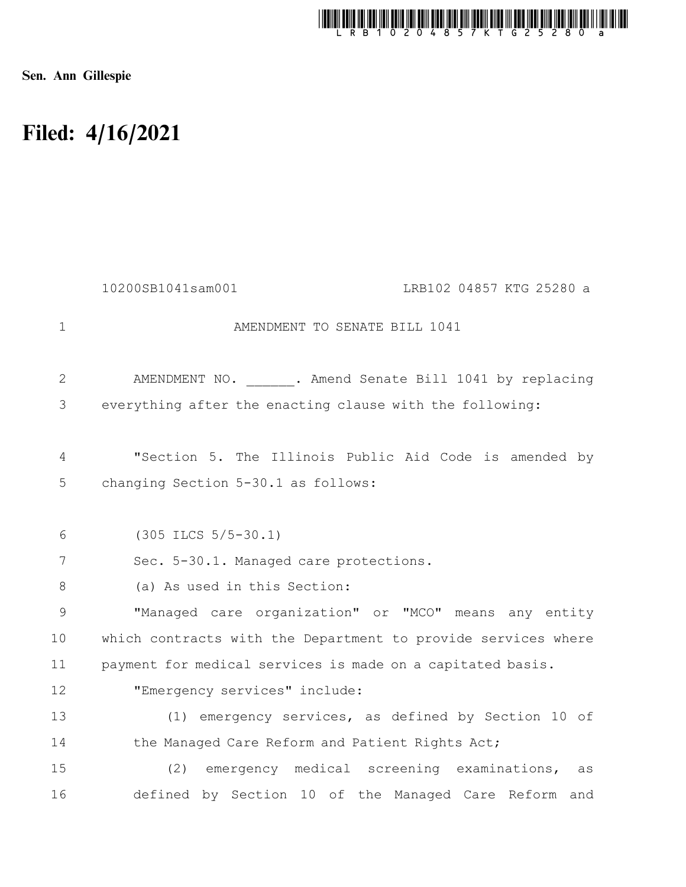**Sen. Ann Gillespie**

# Filed: 4/16/2021

10200SB1041sam001 LRB102 04857 KTG 25280 a

AMENDMENT TO SENATE BILL 1041

AMENDMENT NO. ______. Amend Senate Bill 1041 by replacing everything after the enacting clause with the following:

"Section 5. The Illinois Public Aid Code is amended by changing Section 5-30.1 as follows:

(305 ILCS 5/5-30.1)

Sec. 5-30.1. Managed care protections.

(a) As used in this Section:

"Managed care organization" or "MCO" means any entity which contracts with the Department to provide services where payment for medical services is made on a capitated basis.

"Emergency services" include:

(1) emergency services, as defined by Section 10 of the Managed Care Reform and Patient Rights Act;

(2) emergency medical screening examinations, as defined by Section 10 of the Managed Care Reform and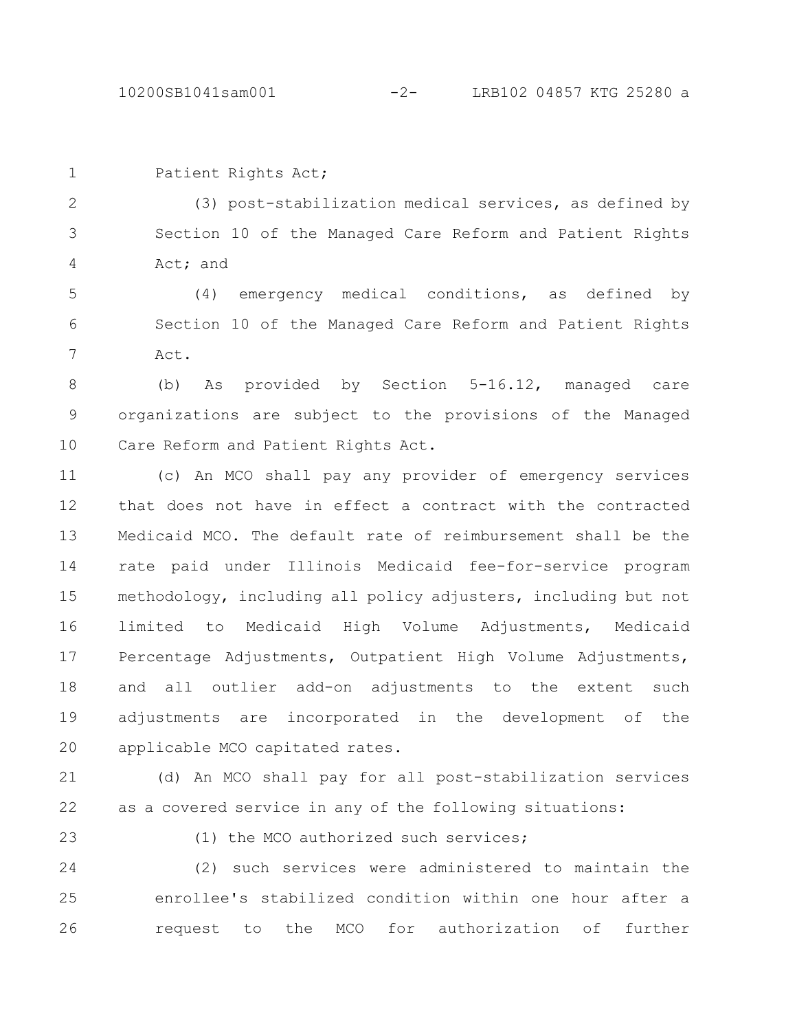Patient Rights Act;

(3) post-stabilization medical services, as defined by Section 10 of the Managed Care Reform and Patient Rights Act; and

(4) emergency medical conditions, as defined by Section 10 of the Managed Care Reform and Patient Rights Act.

(b) As provided by Section 5-16.12, managed care organizations are subject to the provisions of the Managed Care Reform and Patient Rights Act.

(c) An MCO shall pay any provider of emergency services that does not have in effect a contract with the contracted Medicaid MCO. The default rate of reimbursement shall be the rate paid under Illinois Medicaid fee-for-service program methodology, including all policy adjusters, including but not limited to Medicaid High Volume Adjustments, Medicaid Percentage Adjustments, Outpatient High Volume Adjustments, and all outlier add-on adjustments to the extent such adjustments are incorporated in the development of the applicable MCO capitated rates.

(d) An MCO shall pay for all post-stabilization services as a covered service in any of the following situations:

(1) the MCO authorized such services;

(2) such services were administered to maintain the enrollee's stabilized condition within one hour after a request to the MCO for authorization of further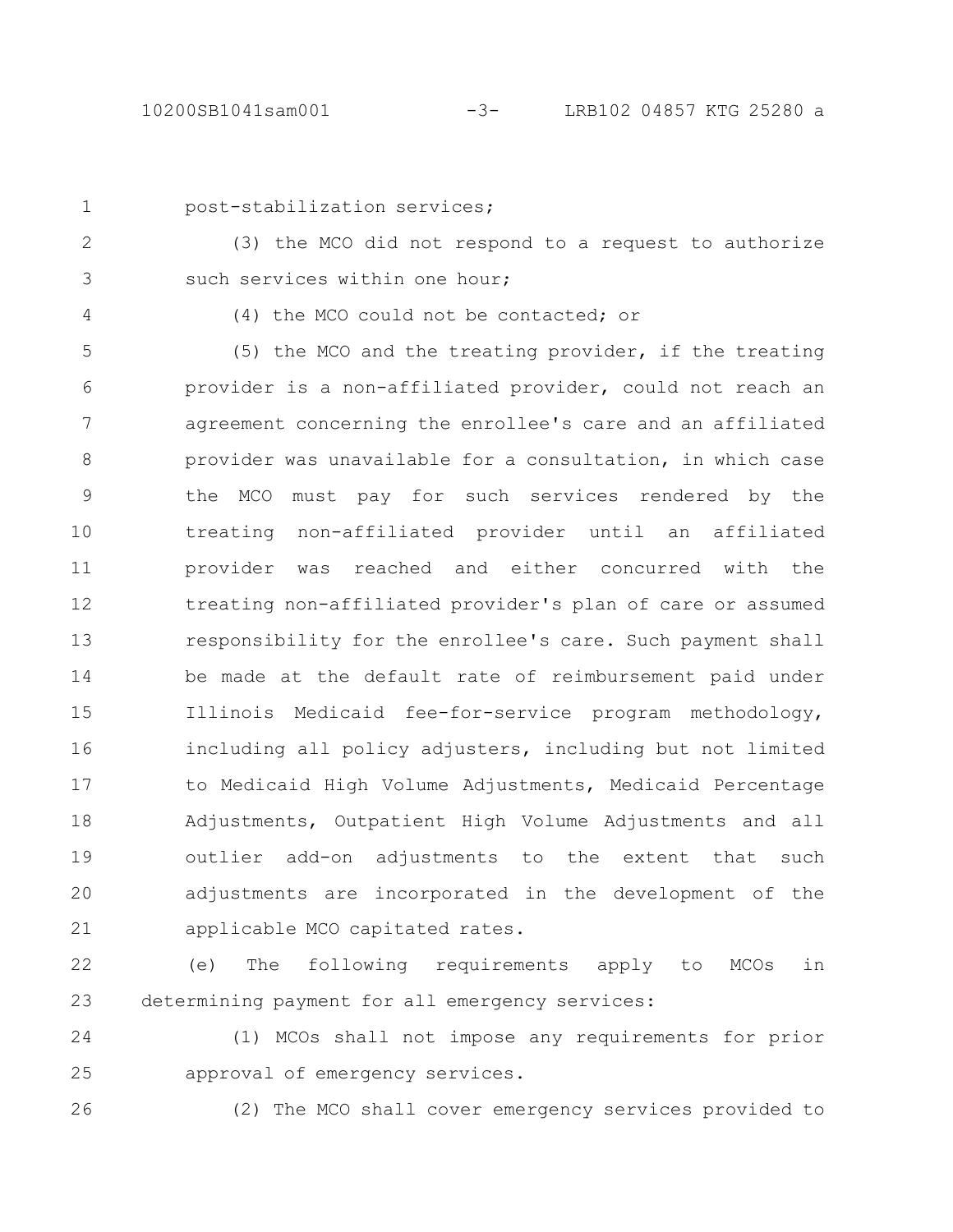post-stabilization services;

(3) the MCO did not respond to a request to authorize such services within one hour;

(4) the MCO could not be contacted; or

(5) the MCO and the treating provider, if the treating provider is a non-affiliated provider, could not reach an agreement concerning the enrollee's care and an affiliated provider was unavailable for a consultation, in which case the MCO must pay for such services rendered by the treating non-affiliated provider until an affiliated provider was reached and either concurred with the treating non-affiliated provider's plan of care or assumed responsibility for the enrollee's care. Such payment shall be made at the default rate of reimbursement paid under Illinois Medicaid fee-for-service program methodology, including all policy adjusters, including but not limited to Medicaid High Volume Adjustments, Medicaid Percentage Adjustments, Outpatient High Volume Adjustments and all outlier add-on adjustments to the extent that such adjustments are incorporated in the development of the applicable MCO capitated rates.

(e) The following requirements apply to MCOs in determining payment for all emergency services:

(1) MCOs shall not impose any requirements for prior approval of emergency services.

(2) The MCO shall cover emergency services provided to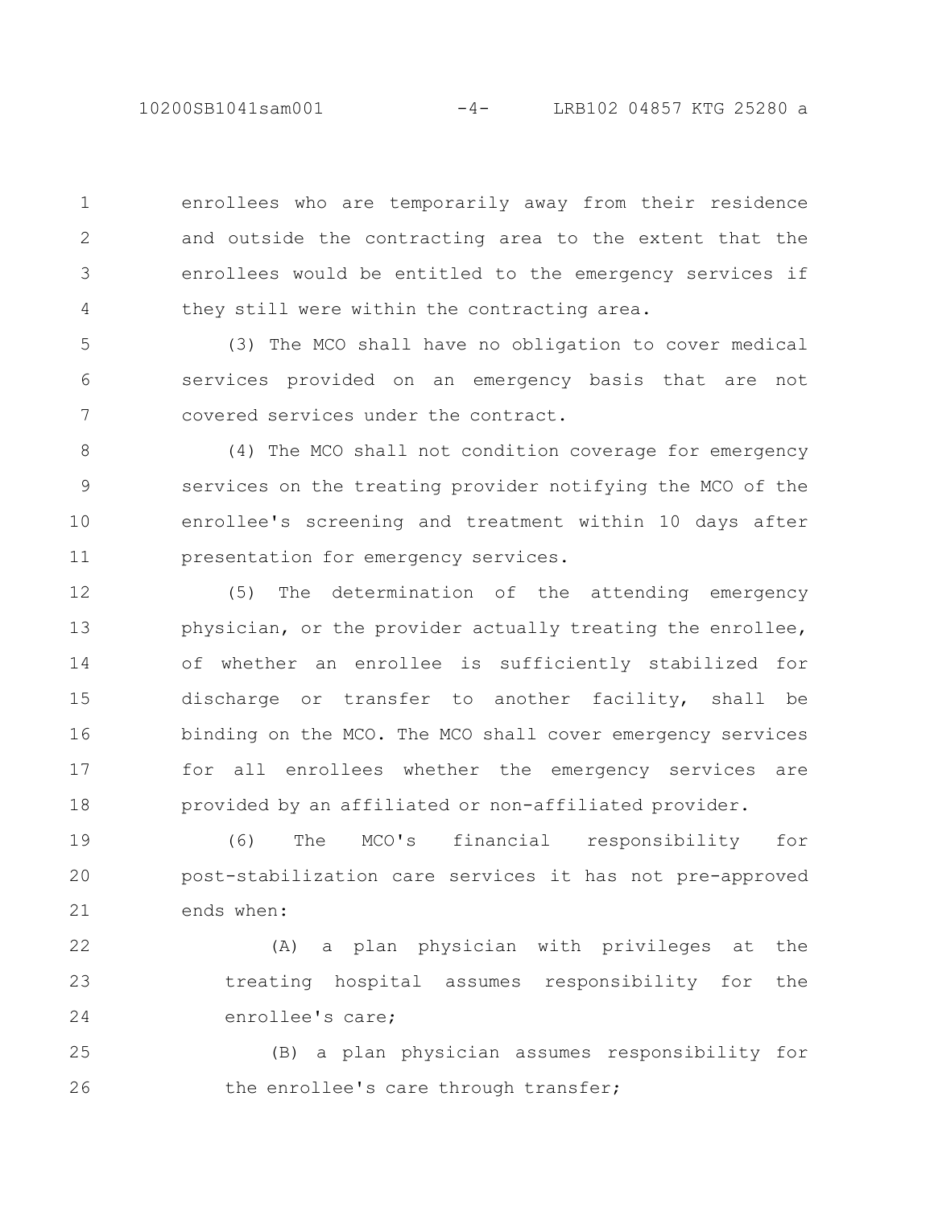enrollees who are temporarily away from their residence and outside the contracting area to the extent that the enrollees would be entitled to the emergency services if they still were within the contracting area.

(3) The MCO shall have no obligation to cover medical services provided on an emergency basis that are not covered services under the contract.

(4) The MCO shall not condition coverage for emergency services on the treating provider notifying the MCO of the enrollee's screening and treatment within 10 days after presentation for emergency services.

(5) The determination of the attending emergency physician, or the provider actually treating the enrollee, of whether an enrollee is sufficiently stabilized for discharge or transfer to another facility, shall be binding on the MCO. The MCO shall cover emergency services for all enrollees whether the emergency services are provided by an affiliated or non-affiliated provider.

(6) The MCO's financial responsibility for post-stabilization care services it has not pre-approved ends when:

(A) a plan physician with privileges at the treating hospital assumes responsibility for the enrollee's care;

(B) a plan physician assumes responsibility for the enrollee's care through transfer;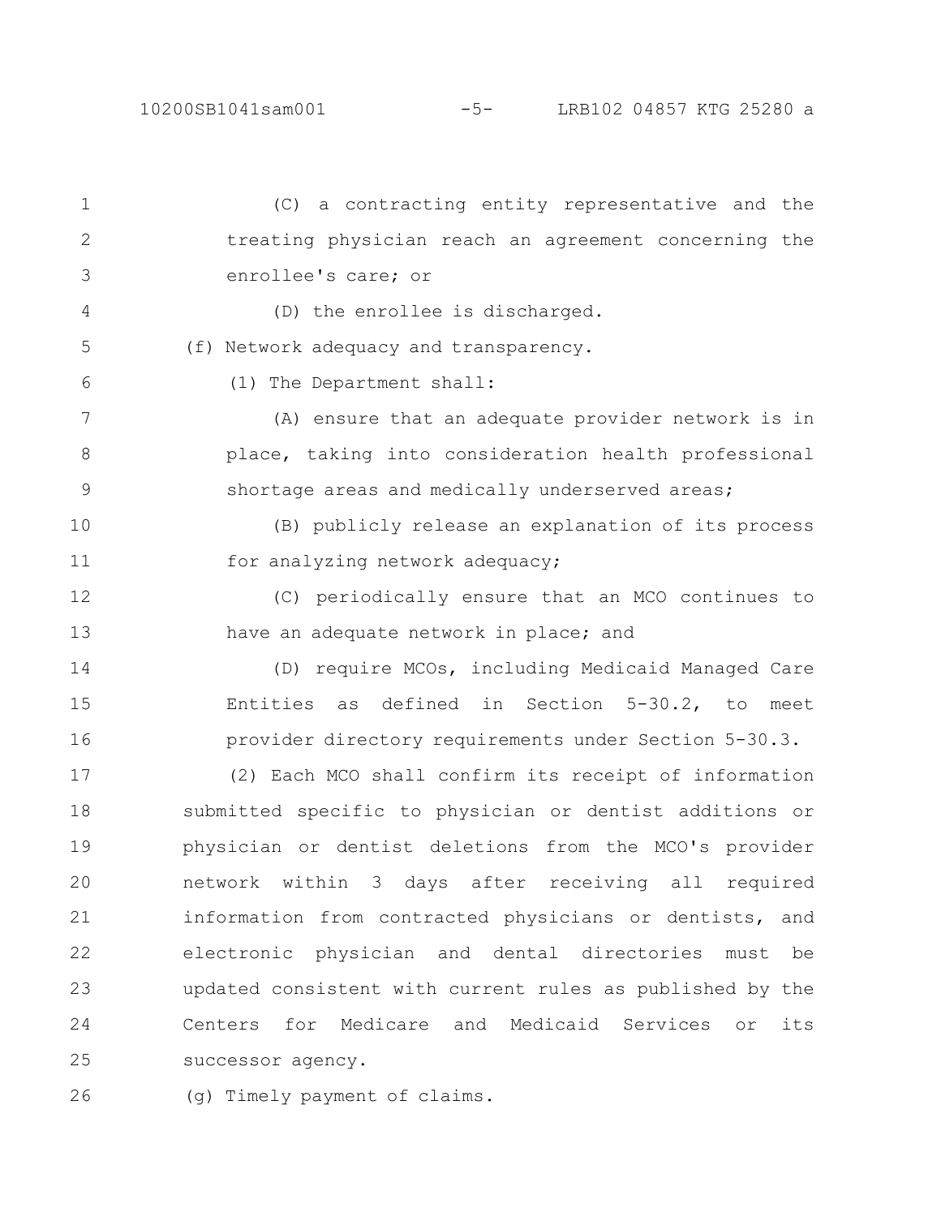(C) a contracting entity representative and the treating physician reach an agreement concerning the enrollee's care; or

(D) the enrollee is discharged.

(f) Network adequacy and transparency.

(1) The Department shall:

(A) ensure that an adequate provider network is in place, taking into consideration health professional shortage areas and medically underserved areas;

(B) publicly release an explanation of its process for analyzing network adequacy;

(C) periodically ensure that an MCO continues to have an adequate network in place; and

(D) require MCOs, including Medicaid Managed Care Entities as defined in Section 5-30.2, to meet provider directory requirements under Section 5-30.3.

(2) Each MCO shall confirm its receipt of information submitted specific to physician or dentist additions or physician or dentist deletions from the MCO's provider network within 3 days after receiving all required information from contracted physicians or dentists, and electronic physician and dental directories must be updated consistent with current rules as published by the Centers for Medicare and Medicaid Services or its successor agency.

(g) Timely payment of claims.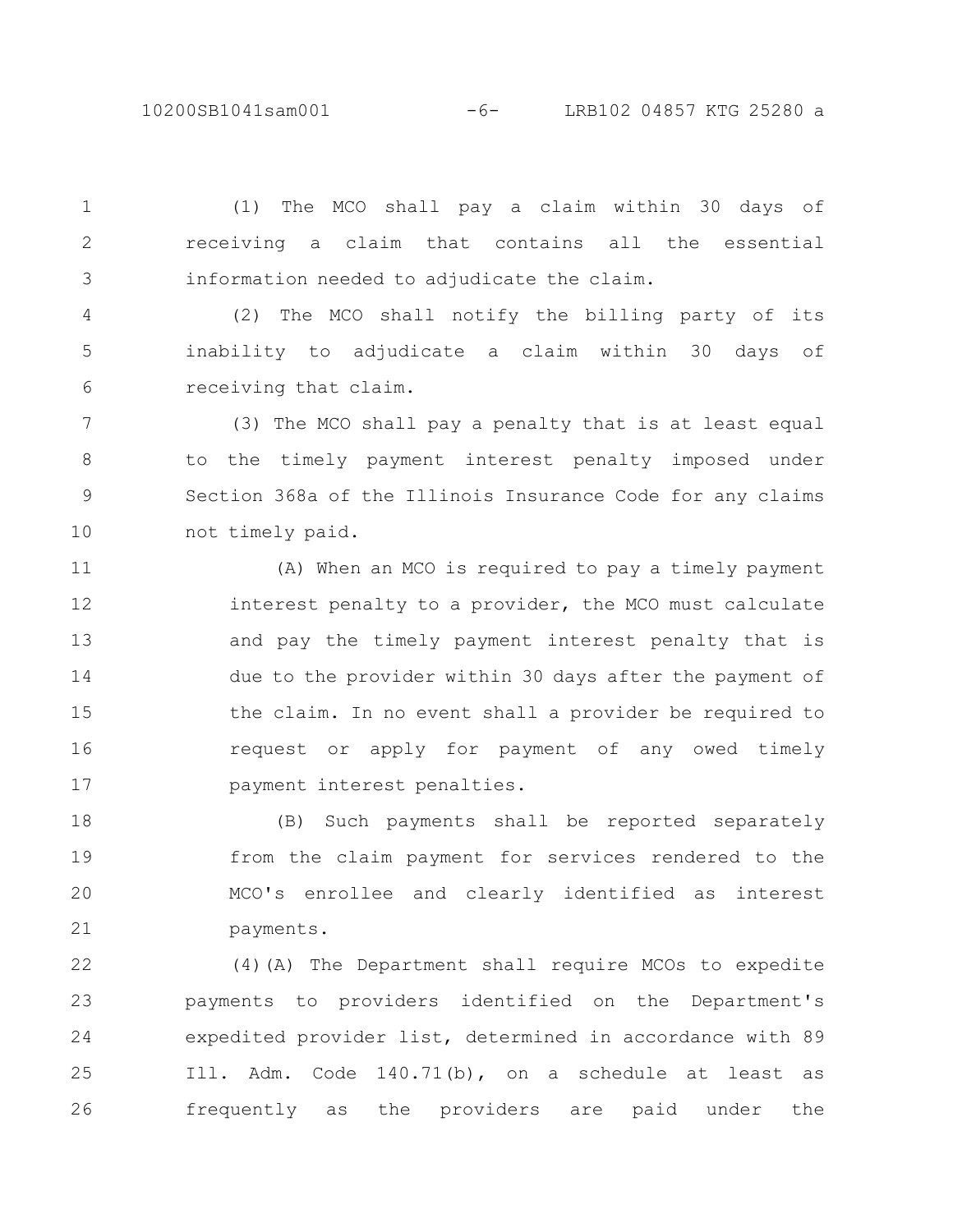(1) The MCO shall pay a claim within 30 days of receiving a claim that contains all the essential information needed to adjudicate the claim.

(2) The MCO shall notify the billing party of its inability to adjudicate a claim within 30 days of receiving that claim.

(3) The MCO shall pay a penalty that is at least equal to the timely payment interest penalty imposed under Section 368a of the Illinois Insurance Code for any claims not timely paid.

(A) When an MCO is required to pay a timely payment interest penalty to a provider, the MCO must calculate and pay the timely payment interest penalty that is due to the provider within 30 days after the payment of the claim. In no event shall a provider be required to request or apply for payment of any owed timely payment interest penalties.

(B) Such payments shall be reported separately from the claim payment for services rendered to the MCO's enrollee and clearly identified as interest payments.

(4)(A) The Department shall require MCOs to expedite payments to providers identified on the Department's expedited provider list, determined in accordance with 89 Ill. Adm. Code 140.71(b), on a schedule at least as frequently as the providers are paid under the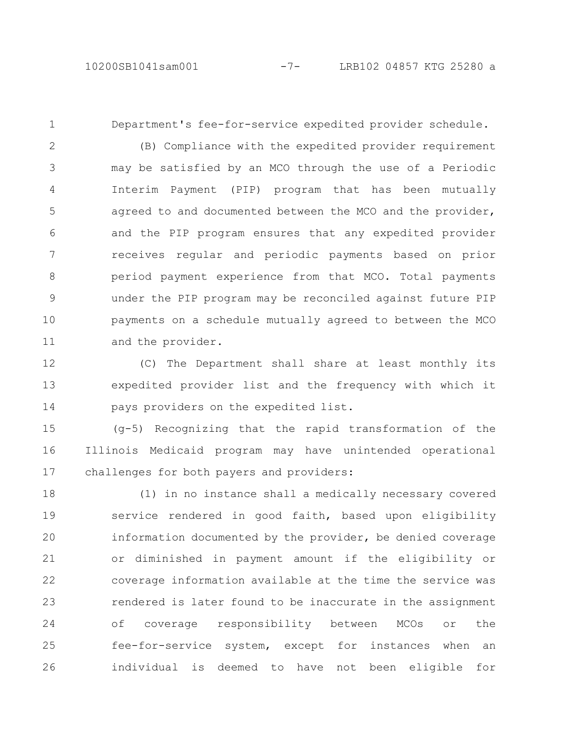Department's fee-for-service expedited provider schedule.

(B) Compliance with the expedited provider requirement may be satisfied by an MCO through the use of a Periodic Interim Payment (PIP) program that has been mutually agreed to and documented between the MCO and the provider, and the PIP program ensures that any expedited provider receives regular and periodic payments based on prior period payment experience from that MCO. Total payments under the PIP program may be reconciled against future PIP payments on a schedule mutually agreed to between the MCO and the provider.

(C) The Department shall share at least monthly its expedited provider list and the frequency with which it pays providers on the expedited list.

(g-5) Recognizing that the rapid transformation of the Illinois Medicaid program may have unintended operational challenges for both payers and providers:

(1) in no instance shall a medically necessary covered service rendered in good faith, based upon eligibility information documented by the provider, be denied coverage or diminished in payment amount if the eligibility or coverage information available at the time the service was rendered is later found to be inaccurate in the assignment of coverage responsibility between MCOs or the fee-for-service system, except for instances when an individual is deemed to have not been eligible for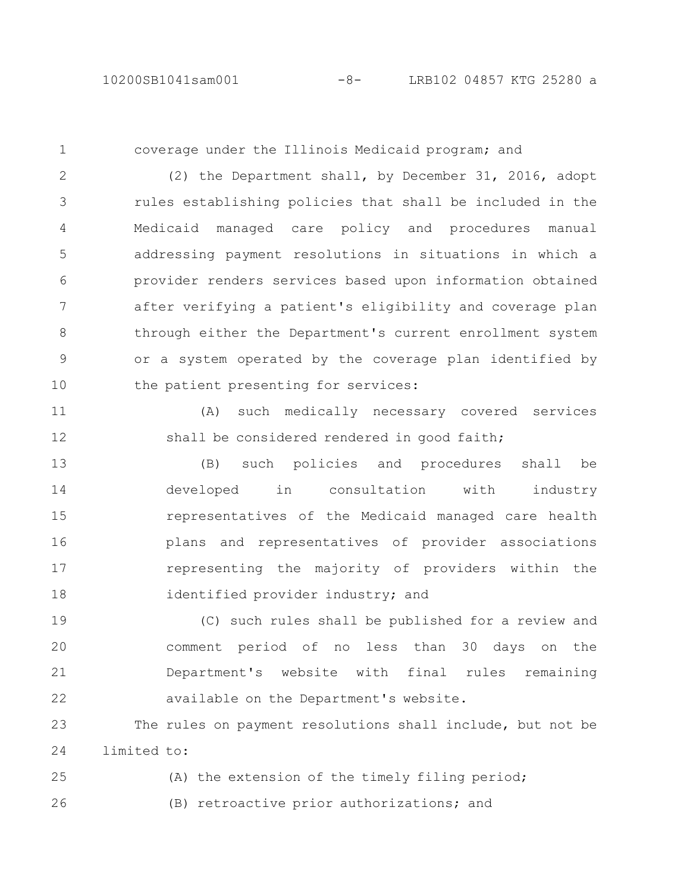coverage under the Illinois Medicaid program; and

(2) the Department shall, by December 31, 2016, adopt rules establishing policies that shall be included in the Medicaid managed care policy and procedures manual addressing payment resolutions in situations in which a provider renders services based upon information obtained after verifying a patient's eligibility and coverage plan through either the Department's current enrollment system or a system operated by the coverage plan identified by the patient presenting for services:

(A) such medically necessary covered services shall be considered rendered in good faith;

(B) such policies and procedures shall be developed in consultation with industry representatives of the Medicaid managed care health plans and representatives of provider associations representing the majority of providers within the identified provider industry; and

(C) such rules shall be published for a review and comment period of no less than 30 days on the Department's website with final rules remaining available on the Department's website.

The rules on payment resolutions shall include, but not be limited to:

(A) the extension of the timely filing period;

(B) retroactive prior authorizations; and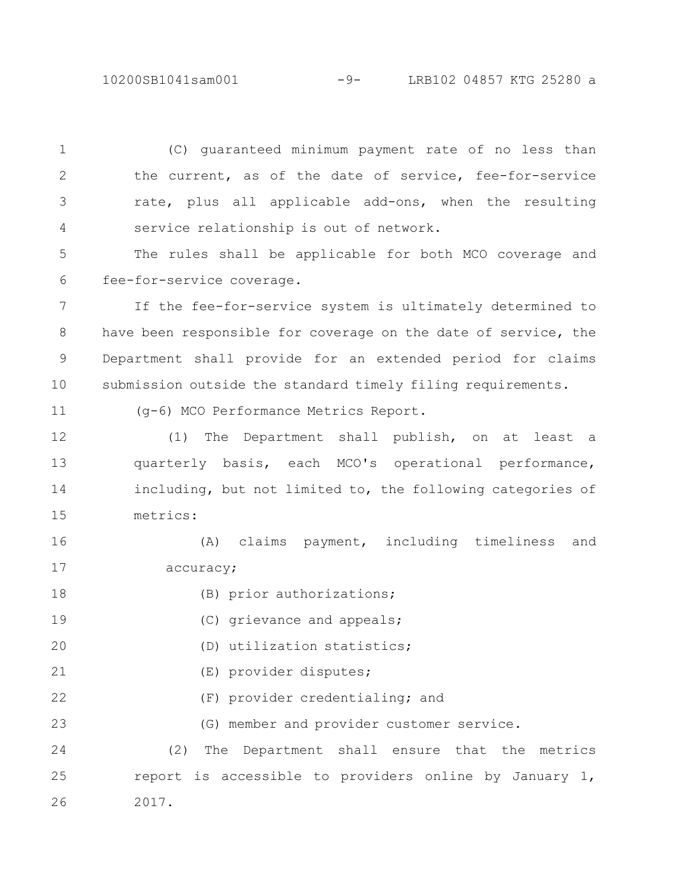(C) guaranteed minimum payment rate of no less than the current, as of the date of service, fee-for-service rate, plus all applicable add-ons, when the resulting service relationship is out of network.

The rules shall be applicable for both MCO coverage and fee-for-service coverage.

If the fee-for-service system is ultimately determined to have been responsible for coverage on the date of service, the Department shall provide for an extended period for claims submission outside the standard timely filing requirements.

(g-6) MCO Performance Metrics Report.

(1) The Department shall publish, on at least a quarterly basis, each MCO's operational performance, including, but not limited to, the following categories of metrics:

(A) claims payment, including timeliness and accuracy;

(B) prior authorizations;

(C) grievance and appeals;

(D) utilization statistics;

(E) provider disputes;

(F) provider credentialing; and

(G) member and provider customer service.

(2) The Department shall ensure that the metrics report is accessible to providers online by January 1, 2017.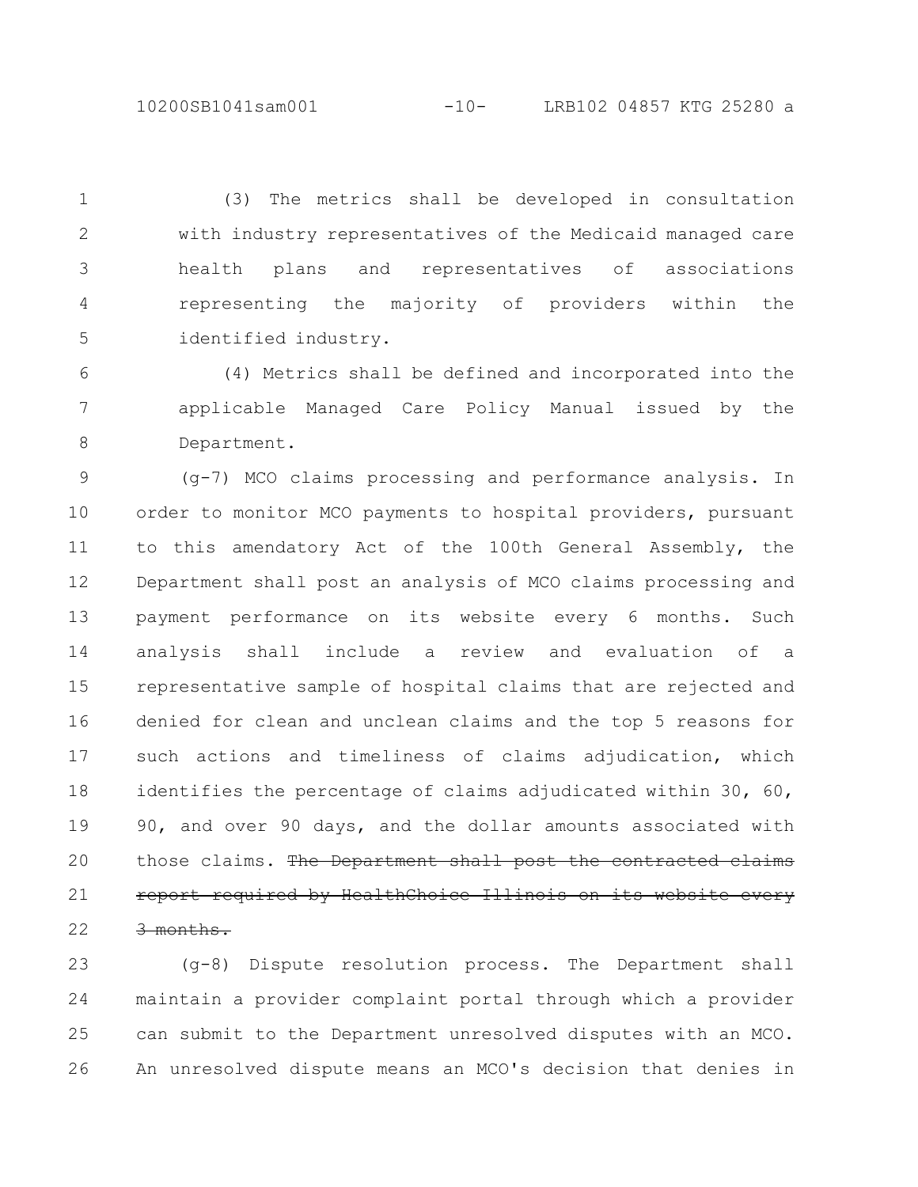(3) The metrics shall be developed in consultation with industry representatives of the Medicaid managed care health plans and representatives of associations representing the majority of providers within the identified industry.

(4) Metrics shall be defined and incorporated into the applicable Managed Care Policy Manual issued by the Department.

(g-7) MCO claims processing and performance analysis. In order to monitor MCO payments to hospital providers, pursuant to this amendatory Act of the 100th General Assembly, the Department shall post an analysis of MCO claims processing and payment performance on its website every 6 months. Such analysis shall include a review and evaluation of a representative sample of hospital claims that are rejected and denied for clean and unclean claims and the top 5 reasons for such actions and timeliness of claims adjudication, which identifies the percentage of claims adjudicated within 30, 60, 90, and over 90 days, and the dollar amounts associated with those claims. ~~The Department shall post the contracted claims report required by HealthChoice Illinois on its website every 3 months.~~

(g-8) Dispute resolution process. The Department shall maintain a provider complaint portal through which a provider can submit to the Department unresolved disputes with an MCO. An unresolved dispute means an MCO's decision that denies in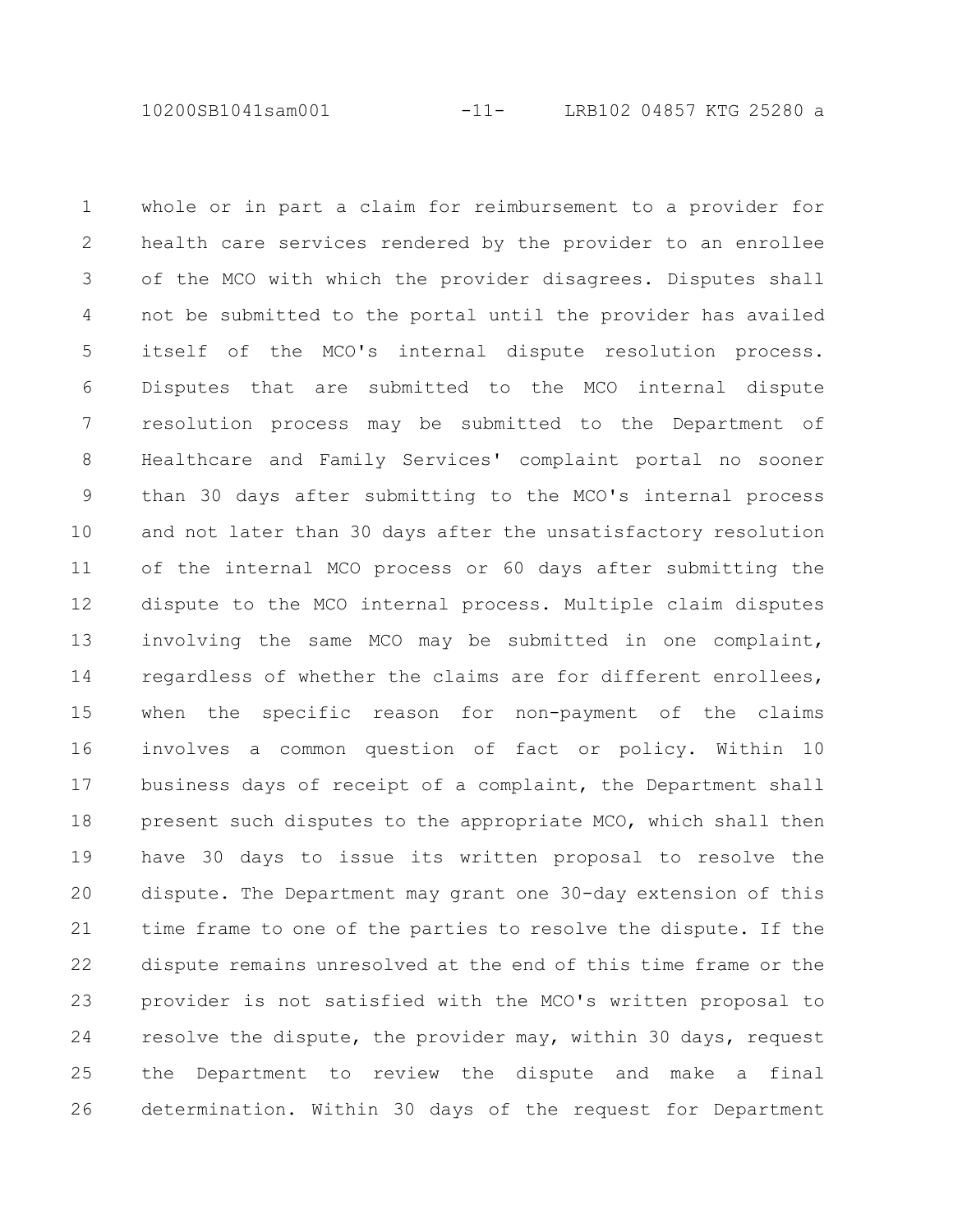whole or in part a claim for reimbursement to a provider for health care services rendered by the provider to an enrollee of the MCO with which the provider disagrees. Disputes shall not be submitted to the portal until the provider has availed itself of the MCO's internal dispute resolution process. Disputes that are submitted to the MCO internal dispute resolution process may be submitted to the Department of Healthcare and Family Services' complaint portal no sooner than 30 days after submitting to the MCO's internal process and not later than 30 days after the unsatisfactory resolution of the internal MCO process or 60 days after submitting the dispute to the MCO internal process. Multiple claim disputes involving the same MCO may be submitted in one complaint, regardless of whether the claims are for different enrollees, when the specific reason for non-payment of the claims involves a common question of fact or policy. Within 10 business days of receipt of a complaint, the Department shall present such disputes to the appropriate MCO, which shall then have 30 days to issue its written proposal to resolve the dispute. The Department may grant one 30-day extension of this time frame to one of the parties to resolve the dispute. If the dispute remains unresolved at the end of this time frame or the provider is not satisfied with the MCO's written proposal to resolve the dispute, the provider may, within 30 days, request the Department to review the dispute and make a final determination. Within 30 days of the request for Department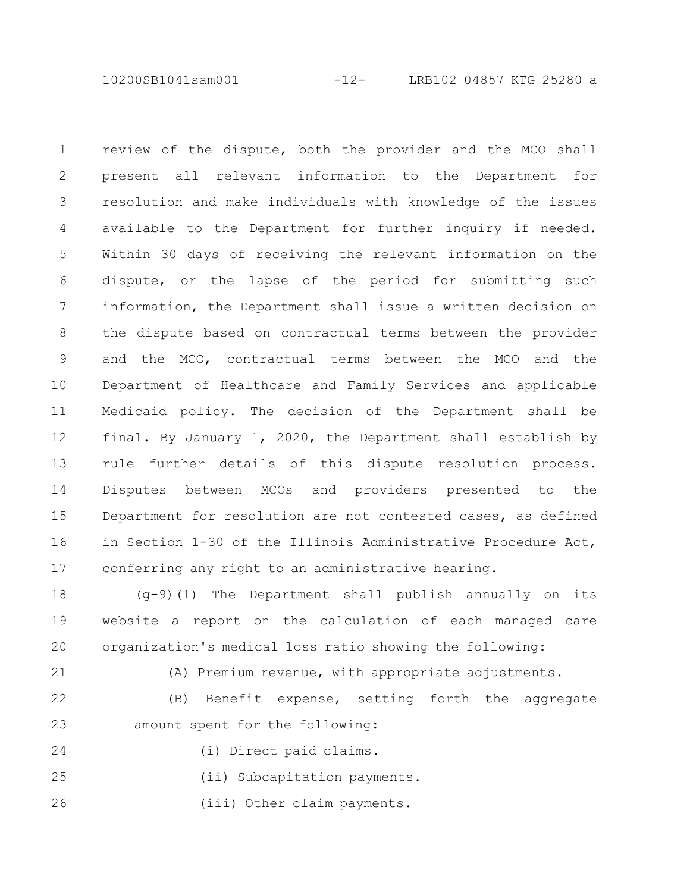review of the dispute, both the provider and the MCO shall present all relevant information to the Department for resolution and make individuals with knowledge of the issues available to the Department for further inquiry if needed. Within 30 days of receiving the relevant information on the dispute, or the lapse of the period for submitting such information, the Department shall issue a written decision on the dispute based on contractual terms between the provider and the MCO, contractual terms between the MCO and the Department of Healthcare and Family Services and applicable Medicaid policy. The decision of the Department shall be final. By January 1, 2020, the Department shall establish by rule further details of this dispute resolution process. Disputes between MCOs and providers presented to the Department for resolution are not contested cases, as defined in Section 1-30 of the Illinois Administrative Procedure Act, conferring any right to an administrative hearing.

(g-9)(1) The Department shall publish annually on its website a report on the calculation of each managed care organization's medical loss ratio showing the following:

(A) Premium revenue, with appropriate adjustments.

(B) Benefit expense, setting forth the aggregate amount spent for the following:

(i) Direct paid claims.

(ii) Subcapitation payments.

(iii) Other claim payments.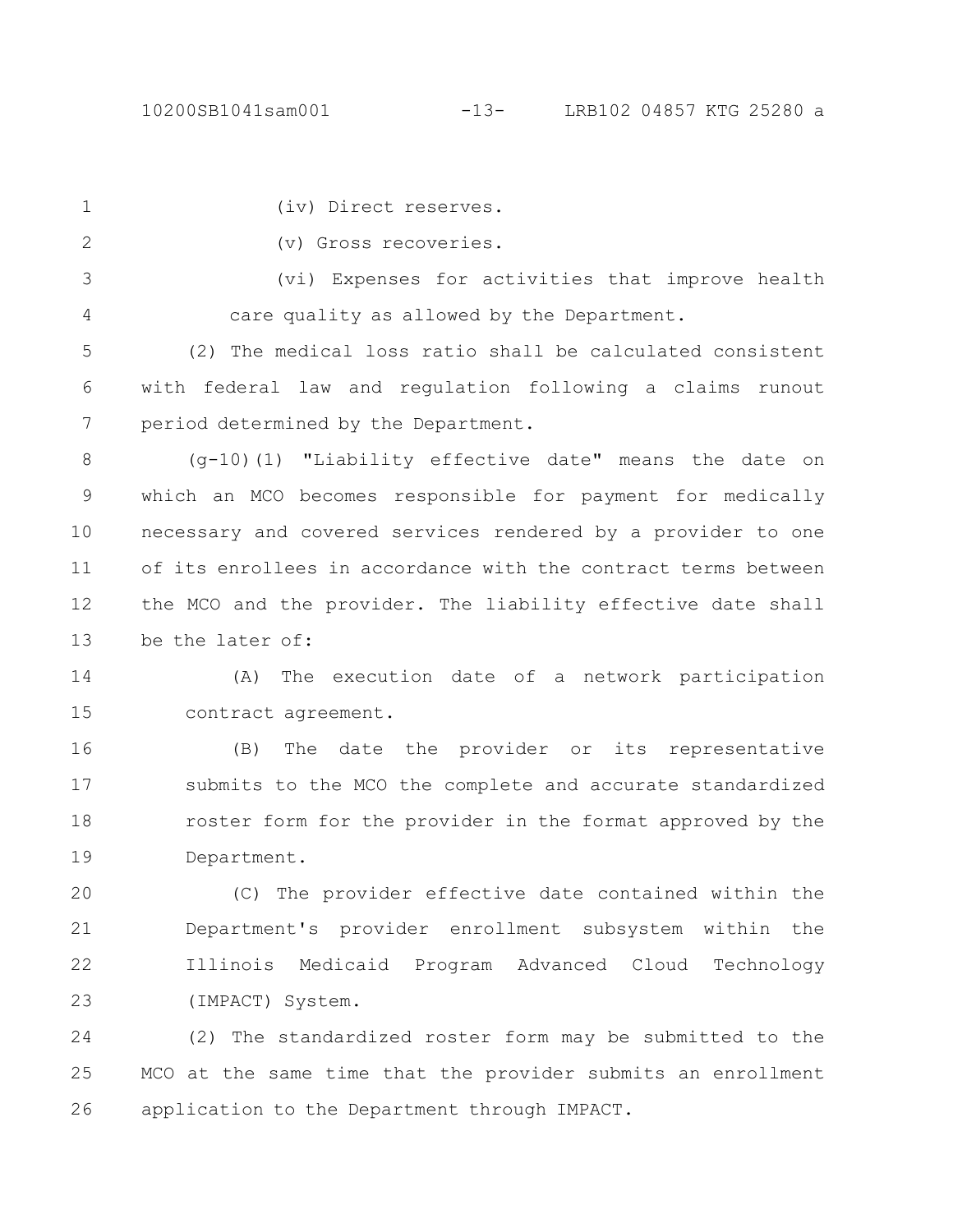(iv) Direct reserves.

(v) Gross recoveries.

(vi) Expenses for activities that improve health care quality as allowed by the Department.

(2) The medical loss ratio shall be calculated consistent with federal law and regulation following a claims runout period determined by the Department.

(g-10)(1) "Liability effective date" means the date on which an MCO becomes responsible for payment for medically necessary and covered services rendered by a provider to one of its enrollees in accordance with the contract terms between the MCO and the provider. The liability effective date shall be the later of:

(A) The execution date of a network participation contract agreement.

(B) The date the provider or its representative submits to the MCO the complete and accurate standardized roster form for the provider in the format approved by the Department.

(C) The provider effective date contained within the Department's provider enrollment subsystem within the Illinois Medicaid Program Advanced Cloud Technology (IMPACT) System.

(2) The standardized roster form may be submitted to the MCO at the same time that the provider submits an enrollment application to the Department through IMPACT.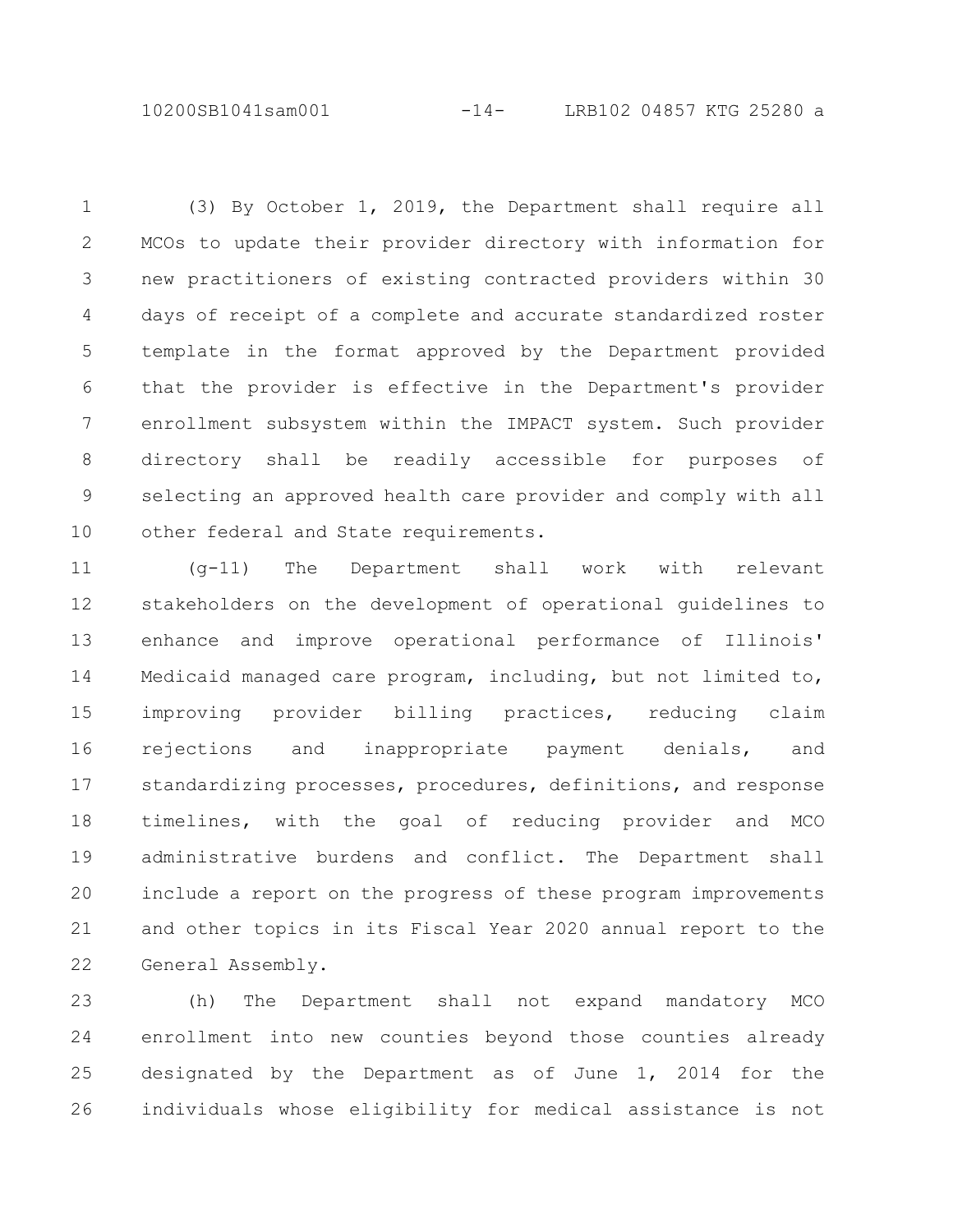(3) By October 1, 2019, the Department shall require all MCOs to update their provider directory with information for new practitioners of existing contracted providers within 30 days of receipt of a complete and accurate standardized roster template in the format approved by the Department provided that the provider is effective in the Department's provider enrollment subsystem within the IMPACT system. Such provider directory shall be readily accessible for purposes of selecting an approved health care provider and comply with all other federal and State requirements.

(g-11) The Department shall work with relevant stakeholders on the development of operational guidelines to enhance and improve operational performance of Illinois' Medicaid managed care program, including, but not limited to, improving provider billing practices, reducing claim rejections and inappropriate payment denials, and standardizing processes, procedures, definitions, and response timelines, with the goal of reducing provider and MCO administrative burdens and conflict. The Department shall include a report on the progress of these program improvements and other topics in its Fiscal Year 2020 annual report to the General Assembly.

(h) The Department shall not expand mandatory MCO enrollment into new counties beyond those counties already designated by the Department as of June 1, 2014 for the individuals whose eligibility for medical assistance is not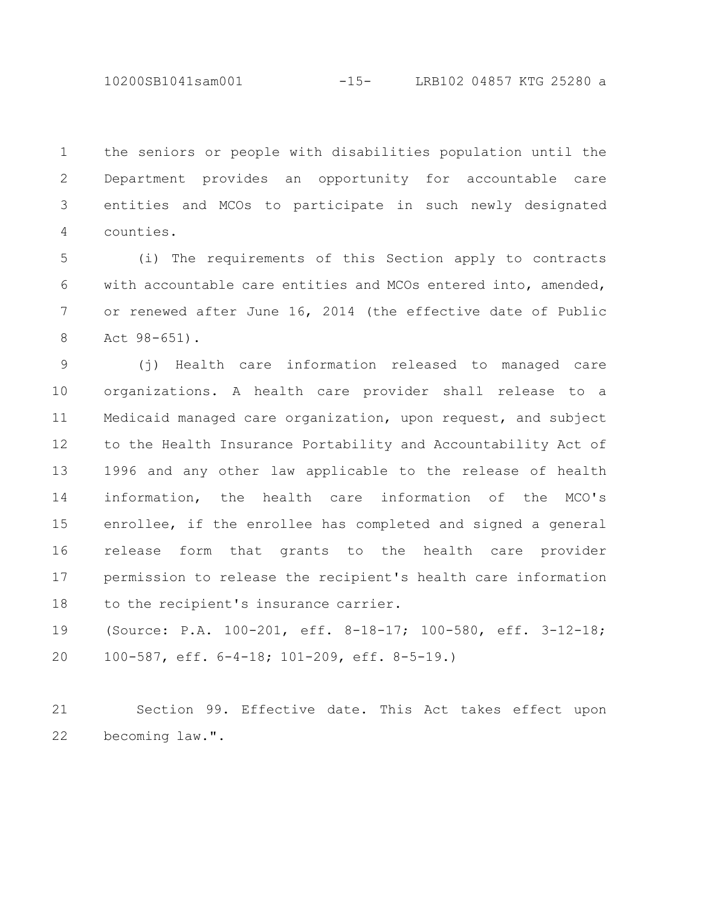the seniors or people with disabilities population until the Department provides an opportunity for accountable care entities and MCOs to participate in such newly designated counties.

(i) The requirements of this Section apply to contracts with accountable care entities and MCOs entered into, amended, or renewed after June 16, 2014 (the effective date of Public Act 98-651).

(j) Health care information released to managed care organizations. A health care provider shall release to a Medicaid managed care organization, upon request, and subject to the Health Insurance Portability and Accountability Act of 1996 and any other law applicable to the release of health information, the health care information of the MCO's enrollee, if the enrollee has completed and signed a general release form that grants to the health care provider permission to release the recipient's health care information to the recipient's insurance carrier.

(Source: P.A. 100-201, eff. 8-18-17; 100-580, eff. 3-12-18; 100-587, eff. 6-4-18; 101-209, eff. 8-5-19.)

Section 99. Effective date. This Act takes effect upon becoming law.".